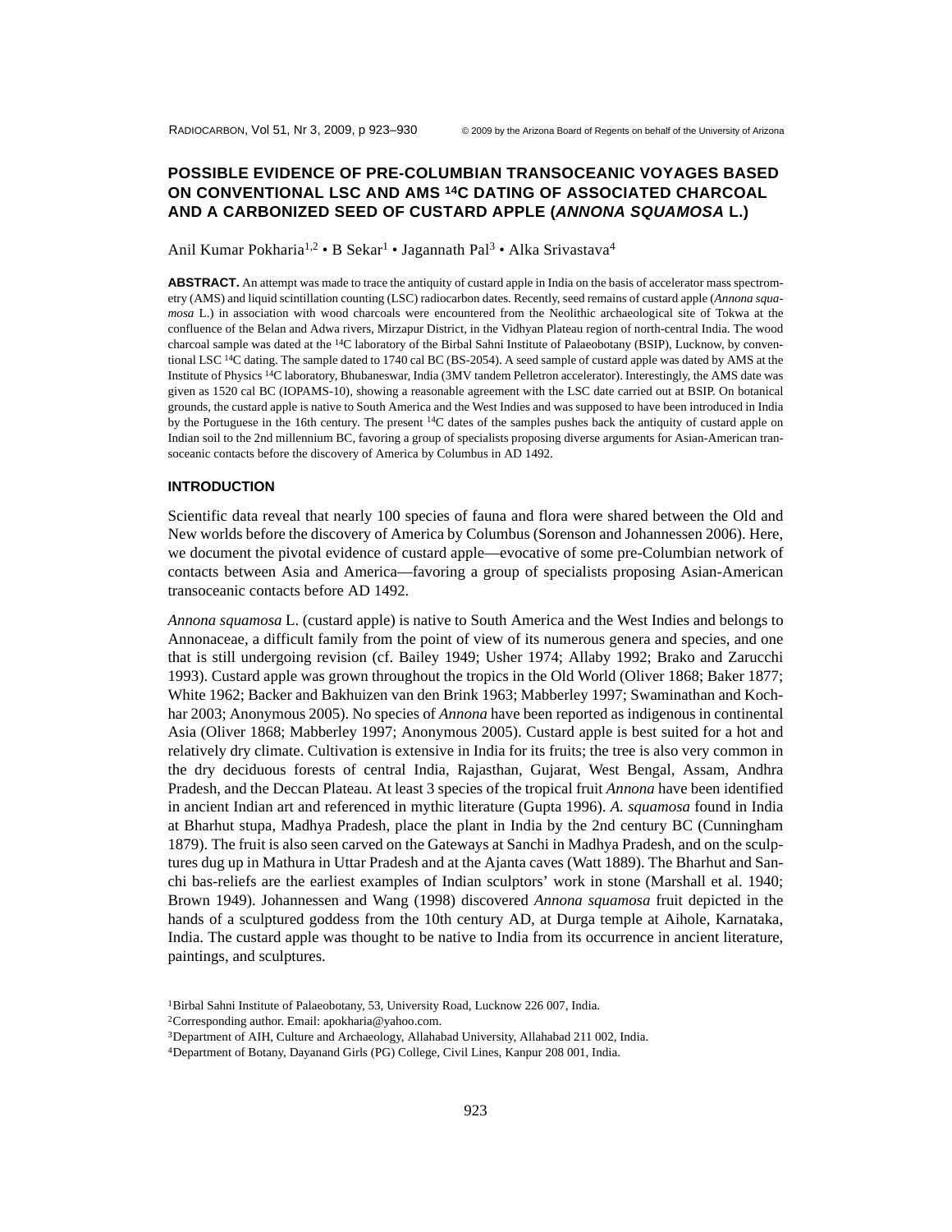# POSSIBLE EVIDENCE OF PRE-COLUMBIAN TRANSOCEANIC VOYAGES BASED ON CONVENTIONAL LSC AND AMS $^{14}$C DATING OF ASSOCIATED CHARCOAL AND A CARBONIZED SEED OF CUSTARD APPLE (*ANNONA SQUAMOSA* L.)

Anil Kumar Pokharia[1,2] • B Sekar[1] • Jannath Pal[3] • Alka Srivastava[4]

**ABSTRACT.** An attempt was made to trace the antiquity of custard apple in India on the basis of accelerator mass spectrometry (AMS) and liquid scintillation counting (LSC) radiocarbon dates. Recently, seed remains of custard apple (*Annona squamosa* L.) in association with wood charcoals were encountered from the Neolithic archaeological site of Tokwa at the confluence of the Belan and Adwa rivers, Mirzapur District, in the Vidhyan Plateau region of north-central India. The wood charcoal sample was dated at the $^{14}$C laboratory of the Birbal Sahni Institute of Palaeobotany (BSIP), Lucknow, by conventional LSC $^{14}$C dating. The sample dated to 1740 cal BC (BS-2054). A seed sample of custard apple was dated by AMS at the Institute of Physics $^{14}$C laboratory, Bhubaneswar, India (3MV tandem Pelletron accelerator). Interestingly, the AMS date was given as 1520 cal BC (IOPAMS-10), showing a reasonable agreement with the LSC date carried out at BSIP. On botanical grounds, the custard apple is native to South America and the West Indies and was supposed to have been introduced in India by the Portuguese in the 16th century. The present $^{14}$C dates of the samples pushes back the antiquity of custard apple on Indian soil to the 2nd millennium BC, favoring a group of specialists proposing diverse arguments for Asian-American transoceanic contacts before the discovery of America by Columbus in AD 1492.

## INTRODUCTION

Scientific data reveal that nearly 100 species of fauna and flora were shared between the Old and New worlds before the discovery of America by Columbus (Sorenson and Johannessen 2006). Here, we document the pivotal evidence of custard apple—evocative of some pre-Columbian network of contacts between Asia and America—favoring a group of specialists proposing Asian-American transoceanic contacts before AD 1492.

*Annona squamosa* L. (custard apple) is native to South America and the West Indies and belongs to Annonaceae, a difficult family from the point of view of its numerous genera and species, and one that is still undergoing revision (cf. Bailey 1949; Usher 1974; Allaby 1992; Brako and Zarucchi 1993). Custard apple was grown throughout the tropics in the Old World (Oliver 1868; Baker 1877; White 1962; Backer and Bakhuizen van den Brink 1963; Mabberley 1997; Swaminathan and Kochhar 2003; Anonymous 2005). No species of *Annona* have been reported as indigenous in continental Asia (Oliver 1868; Mabberley 1997; Anonymous 2005). Custard apple is best suited for a hot and relatively dry climate. Cultivation is extensive in India for its fruits; the tree is also very common in the dry deciduous forests of central India, Rajasthan, Gujarat, West Bengal, Assam, Andhra Pradesh, and the Deccan Plateau. At least 3 species of the tropical fruit *Annona* have been identified in ancient Indian art and referenced in mythic literature (Gupta 1996). *A. squamosa* found in India at Bharhut stupa, Madhya Pradesh, place the plant in India by the 2nd century BC (Cunningham 1879). The fruit is also seen carved on the Gateways at Sanchi in Madhya Pradesh, and on the sculptures dug up in Mathura in Uttar Pradesh and at the Ajanta caves (Watt 1889). The Bharhut and Sanchi bas-reliefs are the earliest examples of Indian sculptors' work in stone (Marshall et al. 1940; Brown 1949). Johannessen and Wang (1998) discovered *Annona squamosa* fruit depicted in the hands of a sculptured goddess from the 10th century AD, at Durga temple at Aihole, Karnataka, India. The custard apple was thought to be native to India from its occurrence in ancient literature, paintings, and sculptures.

[1]Birbal Sahni Institute of Palaeobotany, 53, University Road, Lucknow 226 007, India.
[2]Corresponding author. Email: apokharia@yahoo.com.
[3]Department of AIH, Culture and Archaeology, Allahabad University, Allahabad 211 002, India.
[4]Department of Botany, Dayanand Girls (PG) College, Civil Lines, Kanpur 208 001, India.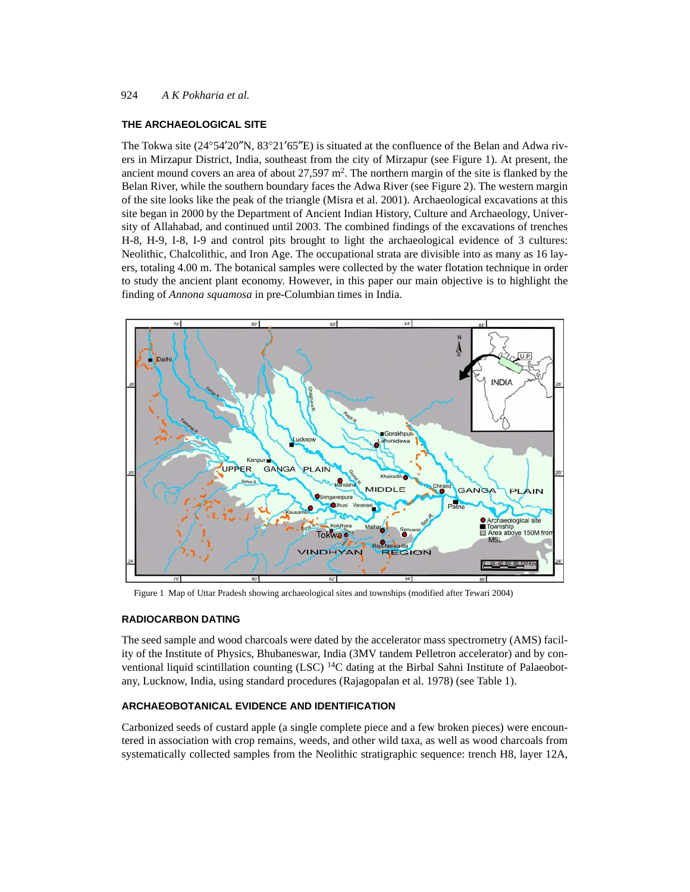## THE ARCHAEOLOGICAL SITE

The Tokwa site (24°54′20″N, 83°21′65″E) is situated at the confluence of the Belan and Adwa rivers in Mirzapur District, India, southeast from the city of Mirzapur (see Figure 1). At present, the ancient mound covers an area of about 27,597 $m^2$. The northern margin of the site is flanked by the Belan River, while the southern boundary faces the Adwa River (see Figure 2). The western margin of the site looks like the peak of the triangle (Misra et al. 2001). Archaeological excavations at this site began in 2000 by the Department of Ancient Indian History, Culture and Archaeology, University of Allahabad, and continued until 2003. The combined findings of the excavations of trenches H-8, H-9, I-8, I-9 and control pits brought to light the archaeological evidence of 3 cultures: Neolithic, Chalcolithic, and Iron Age. The occupational strata are divisible into as many as 16 layers, totaling 4.00 m. The botanical samples were collected by the water flotation technique in order to study the ancient plant economy. However, in this paper our main objective is to highlight the finding of *Annona squamosa* in pre-Columbian times in India.

Figure 1 Map of Uttar Pradesh showing archaeological sites and townships (modified after Tewari 2004)

## RADIOCARBON DATING

The seed sample and wood charcoals were dated by the accelerator mass spectrometry (AMS) facility of the Institute of Physics, Bhubaneswar, India (3MV tandem Pelletron accelerator) and by conventional liquid scintillation counting (LSC) $^{14}C$ dating at the Birbal Sahni Institute of Palaeobotany, Lucknow, India, using standard procedures (Rajagopalan et al. 1978) (see Table 1).

## ARCHAEOBOTANICAL EVIDENCE AND IDENTIFICATION

Carbonized seeds of custard apple (a single complete piece and a few broken pieces) were encountered in association with crop remains, weeds, and other wild taxa, as well as wood charcoals from systematically collected samples from the Neolithic stratigraphic sequence: trench H8, layer 12A,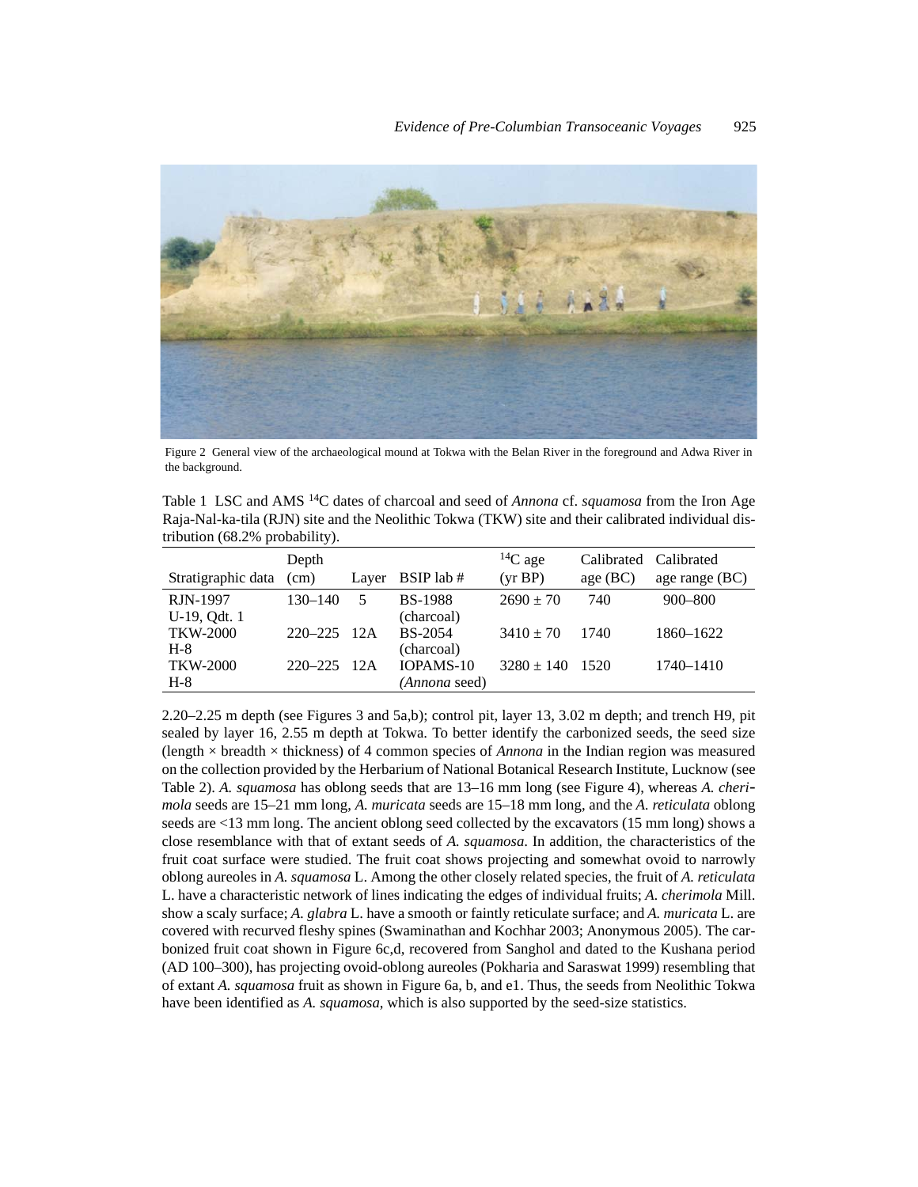Figure 2 General view of the archaeological mound at Tokwa with the Belan River in the foreground and Adwa River in the background.

Table 1 LSC and AMS $^{14}$C dates of charcoal and seed of *Annona* cf. *squamosa* from the Iron Age Raja-Nal-ka-tila (RJN) site and the Neolithic Tokwa (TKW) site and their calibrated individual distribution (68.2% probability).

| Stratigraphic data | Depth (cm) | Layer | BSIP lab # | $^{14}$C age (yr BP) | Calibrated age (BC) | Calibrated age range (BC) |
|---|---|---|---|---|---|---|
| RJN-1997 U-19, Qdt. 1 | 130–140 | 5 | BS-1988 (charcoal) | 2690 ± 70 | 740 | 900–800 |
| TKW-2000 H-8 | 220–225 | 12A | BS-2054 (charcoal) | 3410 ± 70 | 1740 | 1860–1622 |
| TKW-2000 H-8 | 220–225 | 12A | IOPAMS-10 (*Annona* seed) | 3280 ± 140 | 1520 | 1740–1410 |

2.20–2.25 m depth (see Figures 3 and 5a,b); control pit, layer 13, 3.02 m depth; and trench H9, pit sealed by layer 16, 2.55 m depth at Tokwa. To better identify the carbonized seeds, the seed size (length × breadth × thickness) of 4 common species of *Annona* in the Indian region was measured on the collection provided by the Herbarium of National Botanical Research Institute, Lucknow (see Table 2). *A. squamosa* has oblong seeds that are 13–16 mm long (see Figure 4), whereas *A. cherimola* seeds are 15–21 mm long, *A. muricata* seeds are 15–18 mm long, and the *A. reticulata* oblong seeds are <13 mm long. The ancient oblong seed collected by the excavators (15 mm long) shows a close resemblance with that of extant seeds of *A. squamosa*. In addition, the characteristics of the fruit coat surface were studied. The fruit coat shows projecting and somewhat ovoid to narrowly oblong aureoles in *A. squamosa* L. Among the other closely related species, the fruit of *A. reticulata* L. have a characteristic network of lines indicating the edges of individual fruits; *A. cherimola* Mill. show a scaly surface; *A. glabra* L. have a smooth or faintly reticulate surface; and *A. muricata* L. are covered with recurved fleshy spines (Swaminathan and Kochhar 2003; Anonymous 2005). The carbonized fruit coat shown in Figure 6c,d, recovered from Sanghol and dated to the Kushana period (AD 100–300), has projecting ovoid-oblong aureoles (Pokharia and Saraswat 1999) resembling that of extant *A. squamosa* fruit as shown in Figure 6a, b, and e1. Thus, the seeds from Neolithic Tokwa have been identified as *A. squamosa*, which is also supported by the seed-size statistics.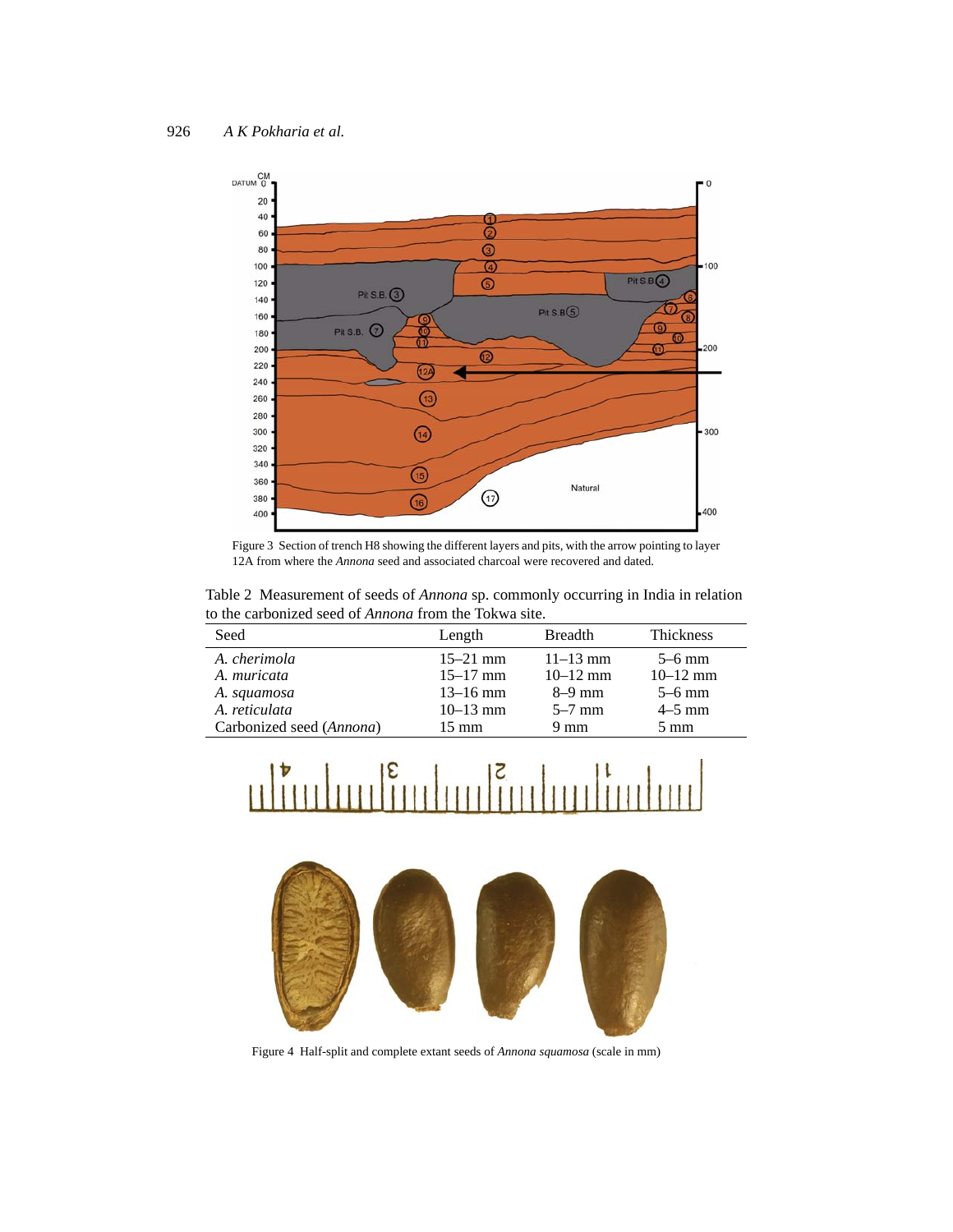Figure 3 Section of trench H8 showing the different layers and pits, with the arrow pointing to layer 12A from where the *Annona* seed and associated charcoal were recovered and dated.

Table 2 Measurement of seeds of *Annona* sp. commonly occurring in India in relation to the carbonized seed of *Annona* from the Tokwa site.

| Seed | Length | Breadth | Thickness |
|---|---|---|---|
| *A. cherimola* | 15–21 mm | 11–13 mm | 5–6 mm |
| *A. muricata* | 15–17 mm | 10–12 mm | 10–12 mm |
| *A. squamosa* | 13–16 mm | 8–9 mm | 5–6 mm |
| *A. reticulata* | 10–13 mm | 5–7 mm | 4–5 mm |
| Carbonized seed (*Annona*) | 15 mm | 9 mm | 5 mm |

Figure 4 Half-split and complete extant seeds of *Annona squamosa* (scale in mm)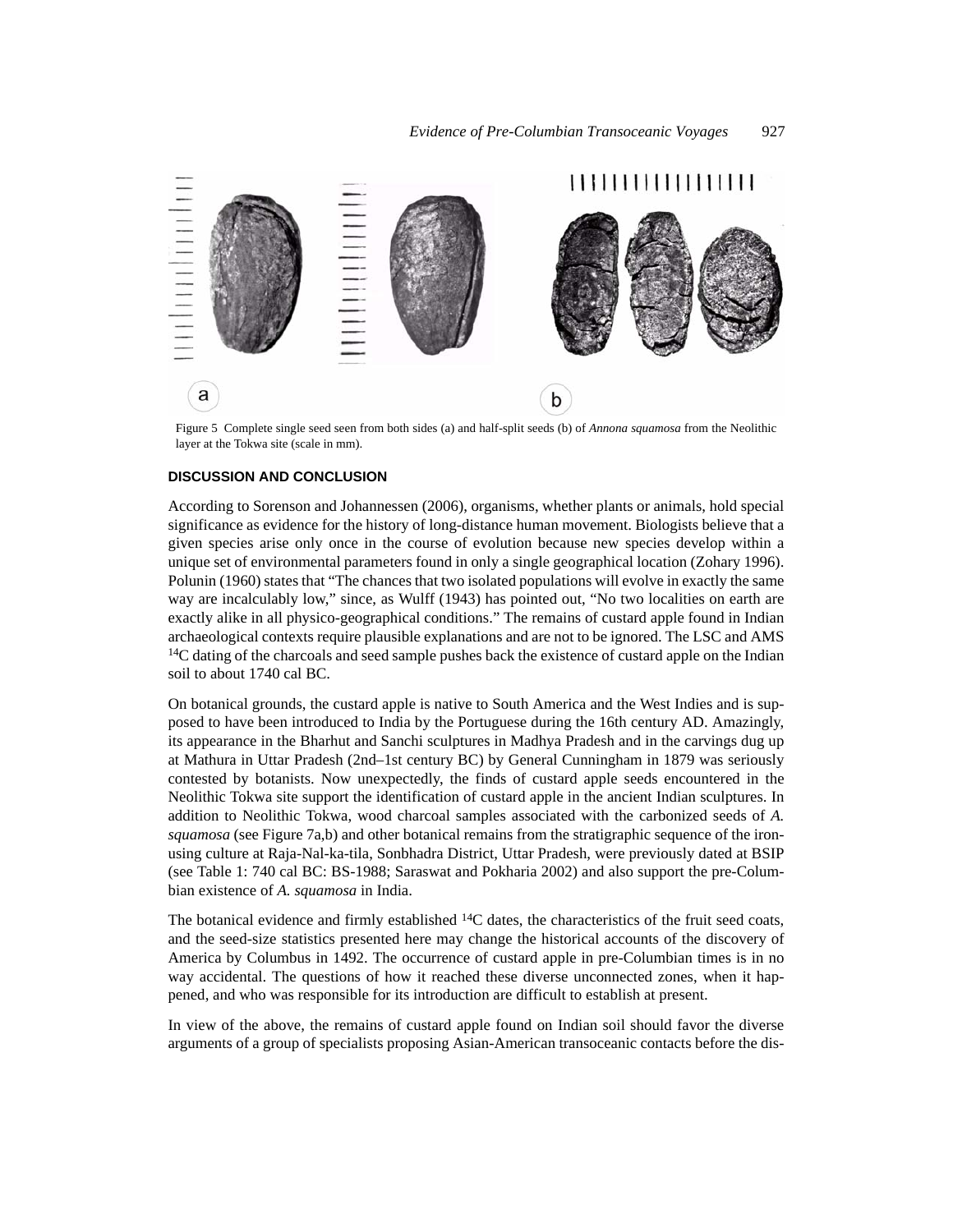Figure 5 Complete single seed seen from both sides (a) and half-split seeds (b) of *Annona squamosa* from the Neolithic layer at the Tokwa site (scale in mm).

## DISCUSSION AND CONCLUSION

According to Sorenson and Johannessen (2006), organisms, whether plants or animals, hold special significance as evidence for the history of long-distance human movement. Biologists believe that a given species arise only once in the course of evolution because new species develop within a unique set of environmental parameters found in only a single geographical location (Zohary 1996). Polunin (1960) states that "The chances that two isolated populations will evolve in exactly the same way are incalculably low," since, as Wulff (1943) has pointed out, "No two localities on earth are exactly alike in all physico-geographical conditions." The remains of custard apple found in Indian archaeological contexts require plausible explanations and are not to be ignored. The LSC and AMS $^{14}$C dating of the charcoals and seed sample pushes back the existence of custard apple on the Indian soil to about 1740 cal BC.

On botanical grounds, the custard apple is native to South America and the West Indies and is supposed to have been introduced to India by the Portuguese during the 16th century AD. Amazingly, its appearance in the Bharhut and Sanchi sculptures in Madhya Pradesh and in the carvings dug up at Mathura in Uttar Pradesh (2nd–1st century BC) by General Cunningham in 1879 was seriously contested by botanists. Now unexpectedly, the finds of custard apple seeds encountered in the Neolithic Tokwa site support the identification of custard apple in the ancient Indian sculptures. In addition to Neolithic Tokwa, wood charcoal samples associated with the carbonized seeds of *A. squamosa* (see Figure 7a,b) and other botanical remains from the stratigraphic sequence of the iron-using culture at Raja-Nal-ka-tila, Sonbhadra District, Uttar Pradesh, were previously dated at BSIP (see Table 1: 740 cal BC: BS-1988; Saraswat and Pokharia 2002) and also support the pre-Columbian existence of *A. squamosa* in India.

The botanical evidence and firmly established $^{14}$C dates, the characteristics of the fruit seed coats, and the seed-size statistics presented here may change the historical accounts of the discovery of America by Columbus in 1492. The occurrence of custard apple in pre-Columbian times is in no way accidental. The questions of how it reached these diverse unconnected zones, when it happened, and who was responsible for its introduction are difficult to establish at present.

In view of the above, the remains of custard apple found on Indian soil should favor the diverse arguments of a group of specialists proposing Asian-American transoceanic contacts before the dis-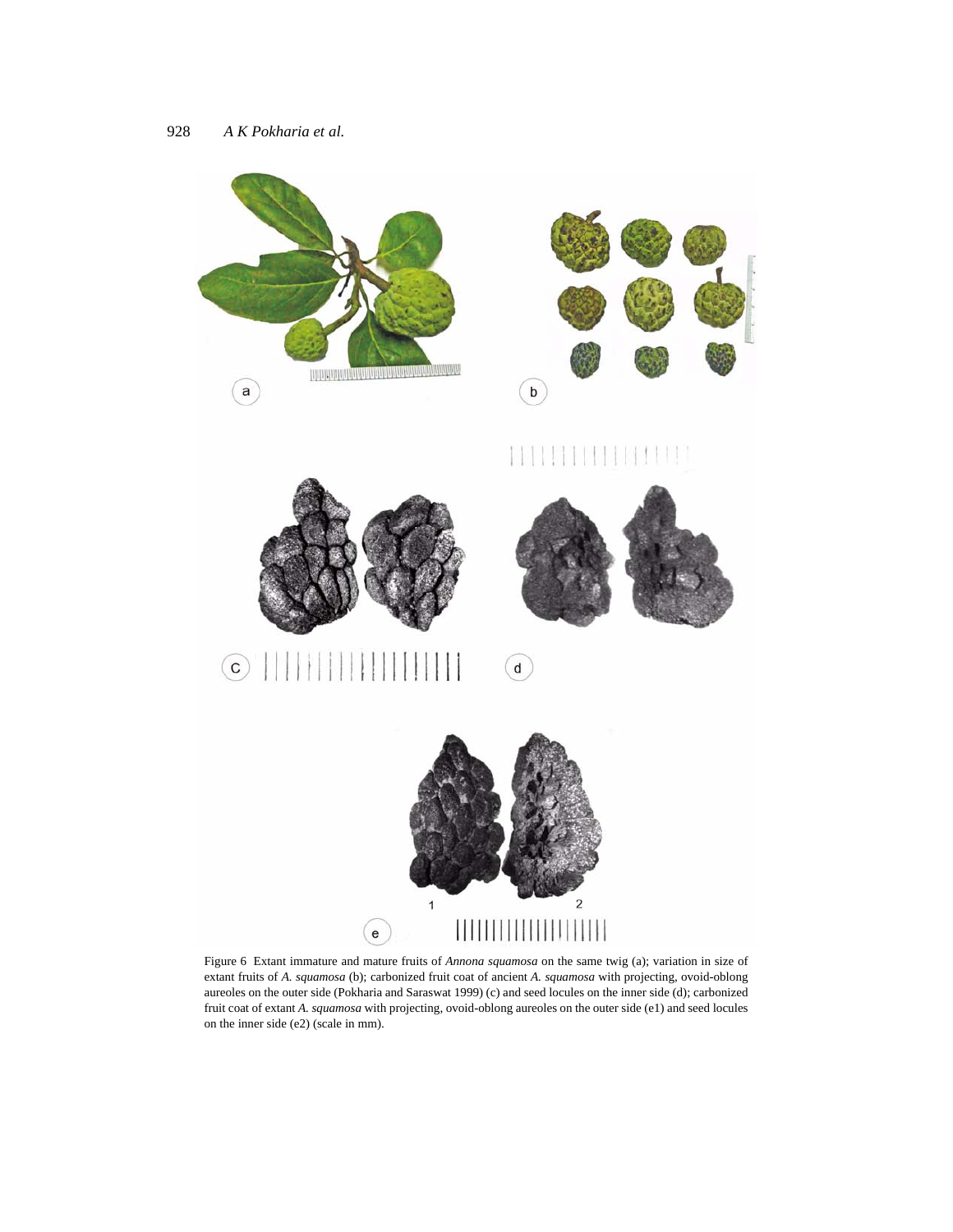Figure 6 Extant immature and mature fruits of *Annona squamosa* on the same twig (a); variation in size of extant fruits of *A. squamosa* (b); carbonized fruit coat of ancient *A. squamosa* with projecting, ovoid-oblong aureoles on the outer side (Pokharia and Saraswat 1999) (c) and seed locules on the inner side (d); carbonized fruit coat of extant *A. squamosa* with projecting, ovoid-oblong aureoles on the outer side (e1) and seed locules on the inner side (e2) (scale in mm).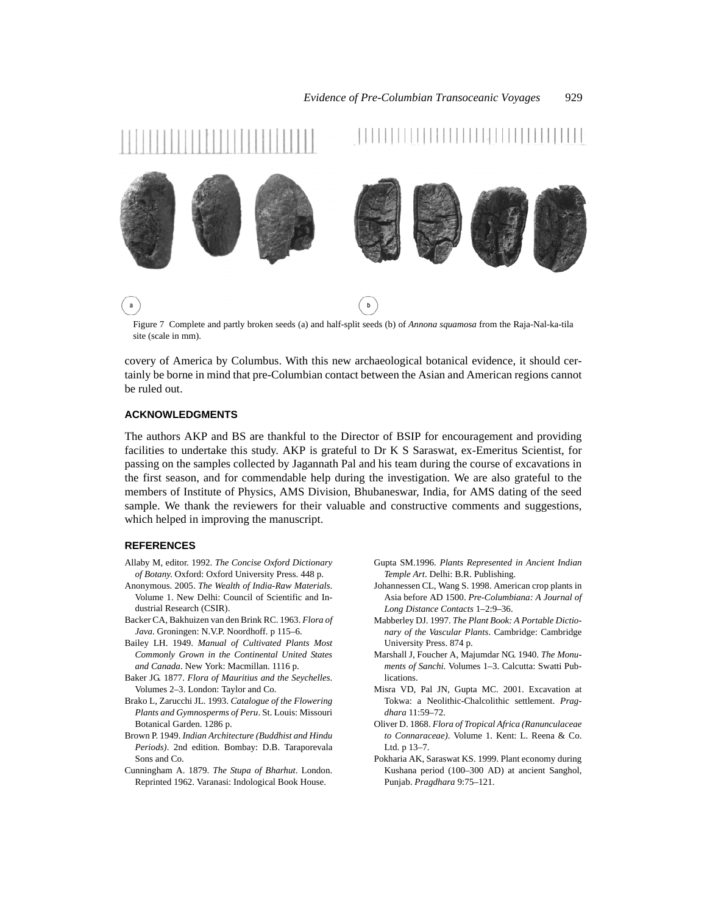Figure 7 Complete and partly broken seeds (a) and half-split seeds (b) of *Annona squamosa* from the Raja-Nal-ka-tila site (scale in mm).

covery of America by Columbus. With this new archaeological botanical evidence, it should certainly be borne in mind that pre-Columbian contact between the Asian and American regions cannot be ruled out.

## ACKNOWLEDGMENTS

The authors AKP and BS are thankful to the Director of BSIP for encouragement and providing facilities to undertake this study. AKP is grateful to Dr K S Saraswat, ex-Emeritus Scientist, for passing on the samples collected by Jagannath Pal and his team during the course of excavations in the first season, and for commendable help during the investigation. We are also grateful to the members of Institute of Physics, AMS Division, Bhubaneswar, India, for AMS dating of the seed sample. We thank the reviewers for their valuable and constructive comments and suggestions, which helped in improving the manuscript.

## REFERENCES

Allaby M, editor. 1992. *The Concise Oxford Dictionary of Botany*. Oxford: Oxford University Press. 448 p.

Anonymous. 2005. *The Wealth of India-Raw Materials*. Volume 1. New Delhi: Council of Scientific and Industrial Research (CSIR).

Backer CA, Bakhuizen van den Brink RC. 1963. *Flora of Java*. Groningen: N.V.P. Noordhoff. p 115–6.

Bailey LH. 1949. *Manual of Cultivated Plants Most Commonly Grown in the Continental United States and Canada*. New York: Macmillan. 1116 p.

Baker JG. 1877. *Flora of Mauritius and the Seychelles*. Volumes 2–3. London: Taylor and Co.

Brako L, Zarucchi JL. 1993. *Catalogue of the Flowering Plants and Gymnosperms of Peru*. St. Louis: Missouri Botanical Garden. 1286 p.

Brown P. 1949. *Indian Architecture (Buddhist and Hindu Periods)*. 2nd edition. Bombay: D.B. Taraporevala Sons and Co.

Cunningham A. 1879. *The Stupa of Bharhut*. London. Reprinted 1962. Varanasi: Indological Book House.

Gupta SM.1996. *Plants Represented in Ancient Indian Temple Art*. Delhi: B.R. Publishing.

Johannessen CL, Wang S. 1998. American crop plants in Asia before AD 1500. *Pre-Columbiana: A Journal of Long Distance Contacts* 1–2:9–36.

Mabberley DJ. 1997. *The Plant Book: A Portable Dictionary of the Vascular Plants*. Cambridge: Cambridge University Press. 874 p.

Marshall J, Foucher A, Majumdar NG. 1940. *The Monuments of Sanchi*. Volumes 1–3. Calcutta: Swatti Publications.

Misra VD, Pal JN, Gupta MC. 2001. Excavation at Tokwa: a Neolithic-Chalcolithic settlement. *Pragdhara* 11:59–72.

Oliver D. 1868. *Flora of Tropical Africa (Ranunculaceae to Connaraceae)*. Volume 1. Kent: L. Reena & Co. Ltd. p 13–7.

Pokharia AK, Saraswat KS. 1999. Plant economy during Kushana period (100–300 AD) at ancient Sanghol, Punjab. *Pragdhara* 9:75–121.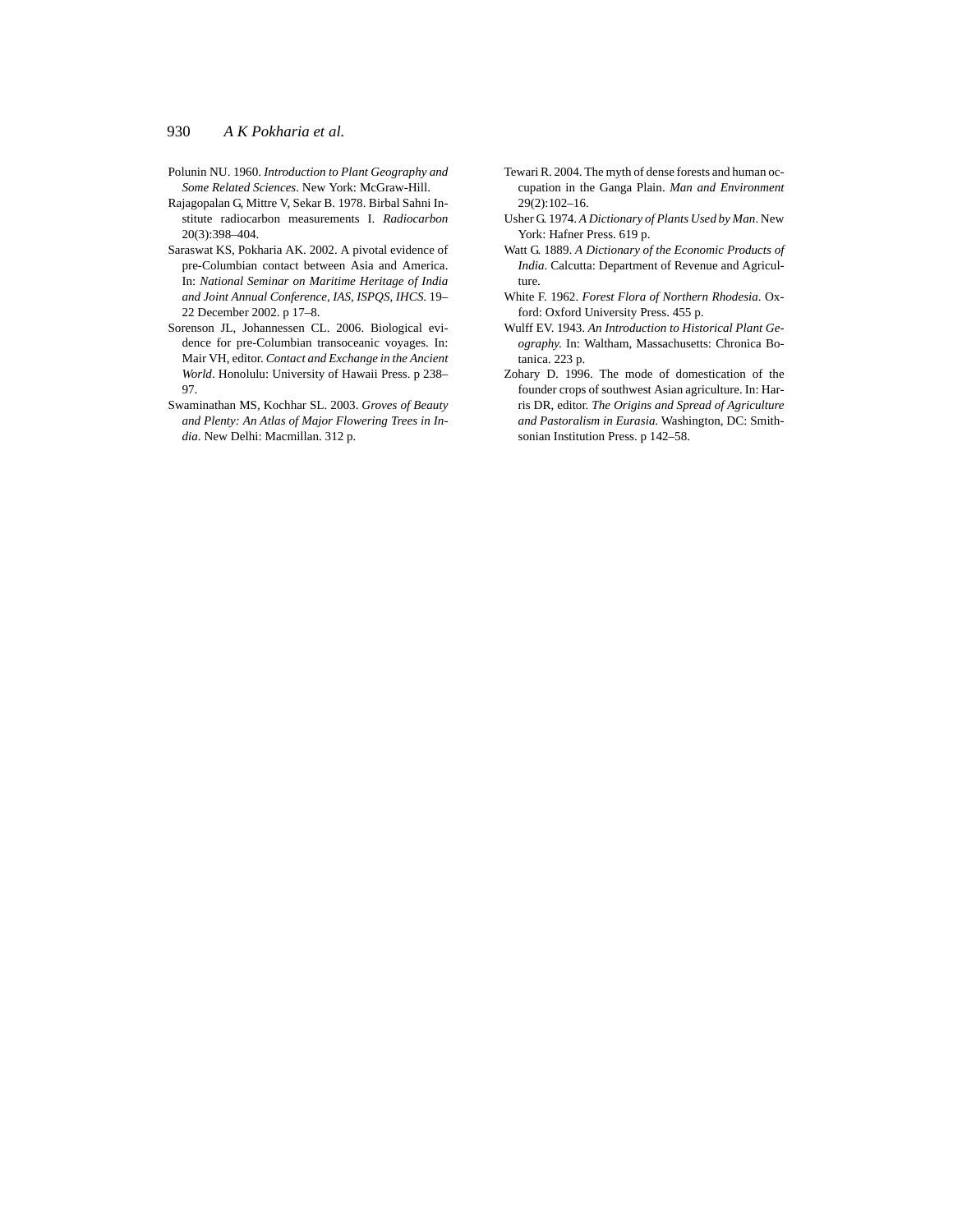Polunin NU. 1960. *Introduction to Plant Geography and Some Related Sciences*. New York: McGraw-Hill.

Rajagopalan G, Mittre V, Sekar B. 1978. Birbal Sahni Institute radiocarbon measurements I. *Radiocarbon* 20(3):398–404.

Saraswat KS, Pokharia AK. 2002. A pivotal evidence of pre-Columbian contact between Asia and America. In: *National Seminar on Maritime Heritage of India and Joint Annual Conference, IAS, ISPQS, IHCS*. 19–22 December 2002. p 17–8.

Sorenson JL, Johannessen CL. 2006. Biological evidence for pre-Columbian transoceanic voyages. In: Mair VH, editor. *Contact and Exchange in the Ancient World*. Honolulu: University of Hawaii Press. p 238–97.

Swaminathan MS, Kochhar SL. 2003. *Groves of Beauty and Plenty: An Atlas of Major Flowering Trees in India*. New Delhi: Macmillan. 312 p.

Tewari R. 2004. The myth of dense forests and human occupation in the Ganga Plain. *Man and Environment* 29(2):102–16.

Usher G. 1974. *A Dictionary of Plants Used by Man*. New York: Hafner Press. 619 p.

Watt G. 1889. *A Dictionary of the Economic Products of India*. Calcutta: Department of Revenue and Agriculture.

White F. 1962. *Forest Flora of Northern Rhodesia*. Oxford: Oxford University Press. 455 p.

Wulff EV. 1943. *An Introduction to Historical Plant Geography*. In: Waltham, Massachusetts: Chronica Botanica. 223 p.

Zohary D. 1996. The mode of domestication of the founder crops of southwest Asian agriculture. In: Harris DR, editor. *The Origins and Spread of Agriculture and Pastoralism in Eurasia*. Washington, DC: Smithsonian Institution Press. p 142–58.